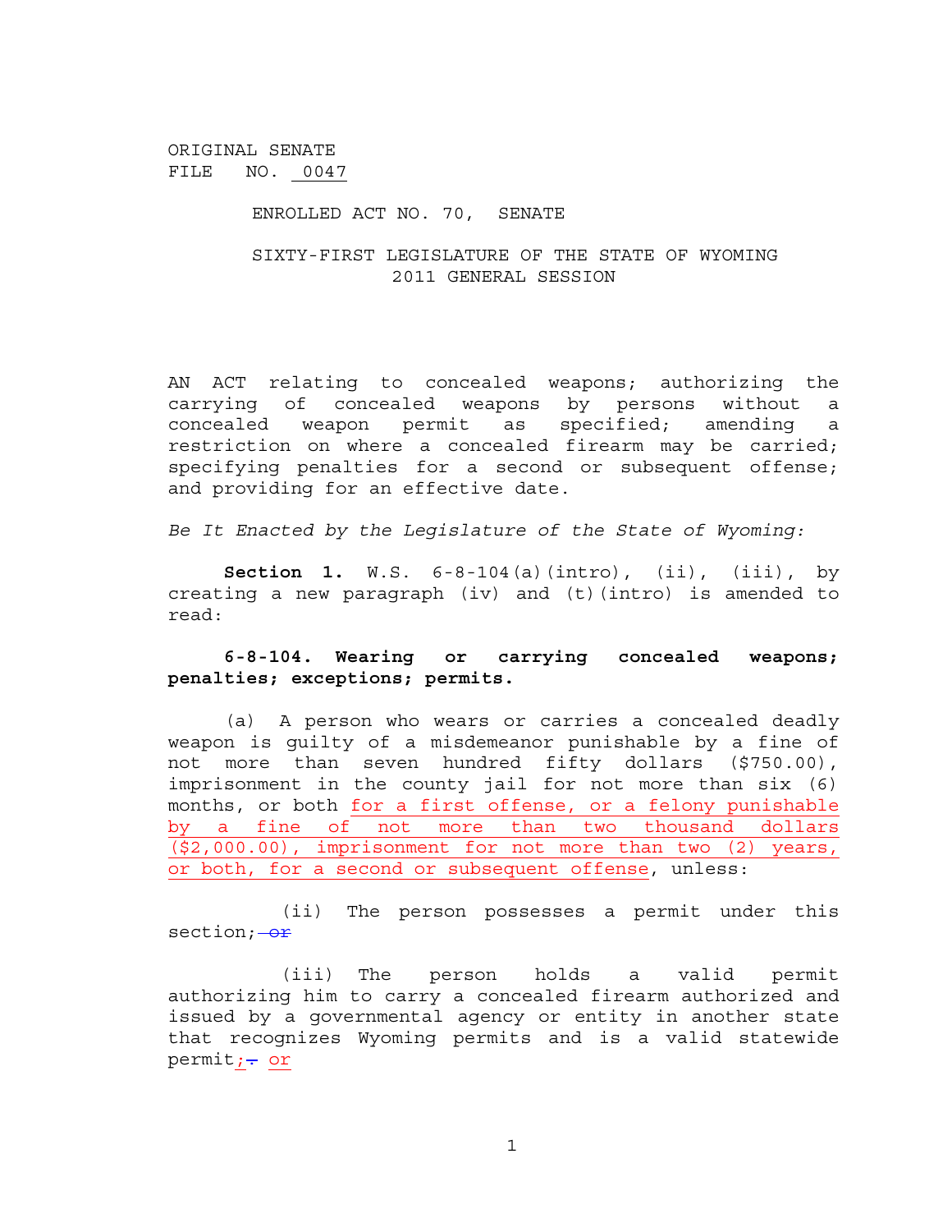ORIGINAL SENATE
FILE NO. 0047

ENROLLED ACT NO. 70, SENATE

SIXTY-FIRST LEGISLATURE OF THE STATE OF WYOMING
2011 GENERAL SESSION

AN ACT relating to concealed weapons; authorizing the carrying of concealed weapons by persons without a concealed weapon permit as specified; amending a restriction on where a concealed firearm may be carried; specifying penalties for a second or subsequent offense; and providing for an effective date.

*Be It Enacted by the Legislature of the State of Wyoming:*

**Section 1.** W.S. 6-8-104(a)(intro), (ii), (iii), by creating a new paragraph (iv) and (t)(intro) is amended to read:

**6-8-104. Wearing or carrying concealed weapons; penalties; exceptions; permits.**

(a) A person who wears or carries a concealed deadly weapon is guilty of a misdemeanor punishable by a fine of not more than seven hundred fifty dollars ($750.00), imprisonment in the county jail for not more than six (6) months, or both for a first offense, or a felony punishable by a fine of not more than two thousand dollars ($2,000.00), imprisonment for not more than two (2) years, or both, for a second or subsequent offense, unless:

(ii) The person possesses a permit under this section; ~~or~~

(iii) The person holds a valid permit authorizing him to carry a concealed firearm authorized and issued by a governmental agency or entity in another state that recognizes Wyoming permits and is a valid statewide permit; ~~.~~ or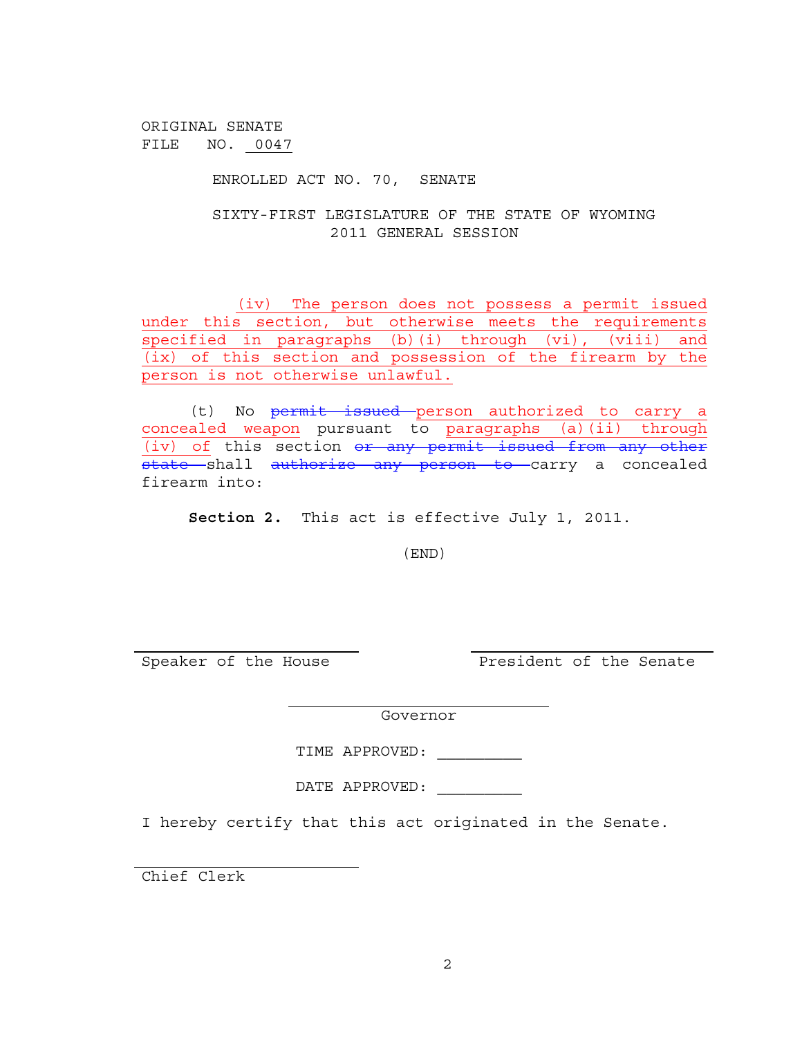ORIGINAL SENATE FILE NO. 0047

ENROLLED ACT NO. 70, SENATE

SIXTY-FIRST LEGISLATURE OF THE STATE OF WYOMING
2011 GENERAL SESSION

(iv) The person does not possess a permit issued under this section, but otherwise meets the requirements specified in paragraphs (b)(i) through (vi), (viii) and (ix) of this section and possession of the firearm by the person is not otherwise unlawful.

(t) No ~~permit issued~~ person authorized to carry a concealed weapon pursuant to paragraphs (a)(ii) through (iv) of this section ~~or any permit issued from any other state~~ shall ~~authorize any person to~~ carry a concealed firearm into:

**Section 2.** This act is effective July 1, 2011.

(END)

Speaker of the House

President of the Senate

Governor

TIME APPROVED: _________

DATE APPROVED: _________

I hereby certify that this act originated in the Senate.

Chief Clerk